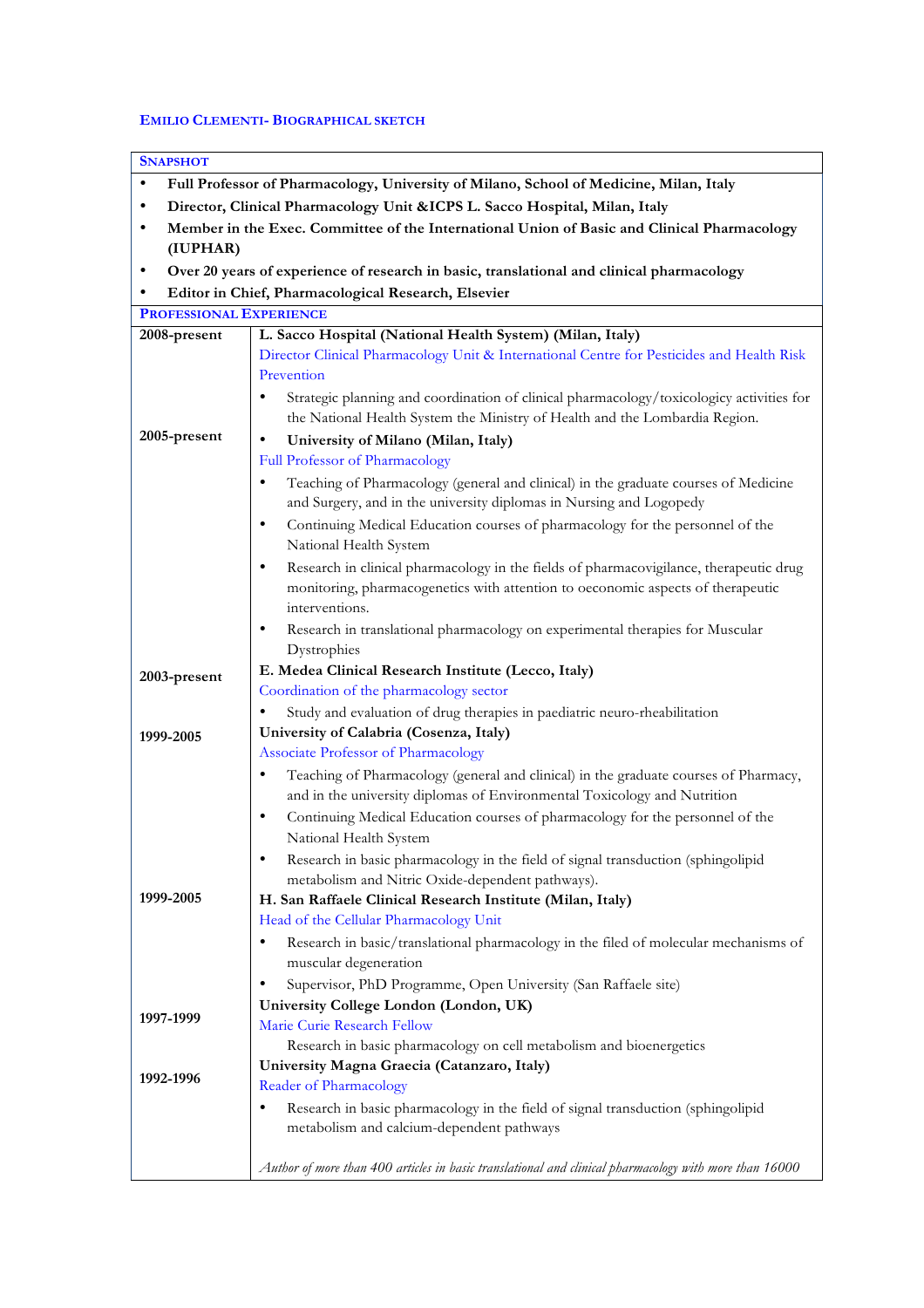## EMILIO CLEMENTI- BIOGRAPHICAL SKETCH

### SNAPSHOT

- **Full Professor of Pharmacology, University of Milano, School of Medicine, Milan, Italy**
- **Director, Clinical Pharmacology Unit &ICPS L. Sacco Hospital, Milan, Italy**
- **Member in the Exec. Committee of the International Union of Basic and Clinical Pharmacology (IUPHAR)**
- **Over 20 years of experience of research in basic, translational and clinical pharmacology**
- **Editor in Chief, Pharmacological Research, Elsevier**

### PROFESSIONAL EXPERIENCE

**2008-present** — **L. Sacco Hospital (National Health System) (Milan, Italy)**

Director Clinical Pharmacology Unit & International Centre for Pesticides and Health Risk Prevention

- Strategic planning and coordination of clinical pharmacology/toxicologicy activities for the National Health System the Ministry of Health and the Lombardia Region.

**2005-present** — **University of Milano (Milan, Italy)**

Full Professor of Pharmacology

- Teaching of Pharmacology (general and clinical) in the graduate courses of Medicine and Surgery, and in the university diplomas in Nursing and Logopedy
- Continuing Medical Education courses of pharmacology for the personnel of the National Health System
- Research in clinical pharmacology in the fields of pharmacovigilance, therapeutic drug monitoring, pharmacogenetics with attention to oeconomic aspects of therapeutic interventions.
- Research in translational pharmacology on experimental therapies for Muscular Dystrophies

**2003-present** — **E. Medea Clinical Research Institute (Lecco, Italy)**

Coordination of the pharmacology sector

- Study and evaluation of drug therapies in paediatric neuro-rheabilitation

**1999-2005** — **University of Calabria (Cosenza, Italy)**

Associate Professor of Pharmacology

- Teaching of Pharmacology (general and clinical) in the graduate courses of Pharmacy, and in the university diplomas of Environmental Toxicology and Nutrition
- Continuing Medical Education courses of pharmacology for the personnel of the National Health System
- Research in basic pharmacology in the field of signal transduction (sphingolipid metabolism and Nitric Oxide-dependent pathways).

**1999-2005** — **H. San Raffaele Clinical Research Institute (Milan, Italy)**

Head of the Cellular Pharmacology Unit

- Research in basic/translational pharmacology in the filed of molecular mechanisms of muscular degeneration
- Supervisor, PhD Programme, Open University (San Raffaele site)

**1997-1999** — **University College London (London, UK)**

Marie Curie Research Fellow

Research in basic pharmacology on cell metabolism and bioenergetics

**1992-1996** — **University Magna Graecia (Catanzaro, Italy)**

Reader of Pharmacology

- Research in basic pharmacology in the field of signal transduction (sphingolipid metabolism and calcium-dependent pathways

*Author of more than 400 articles in basic translational and clinical pharmacology with more than 16000*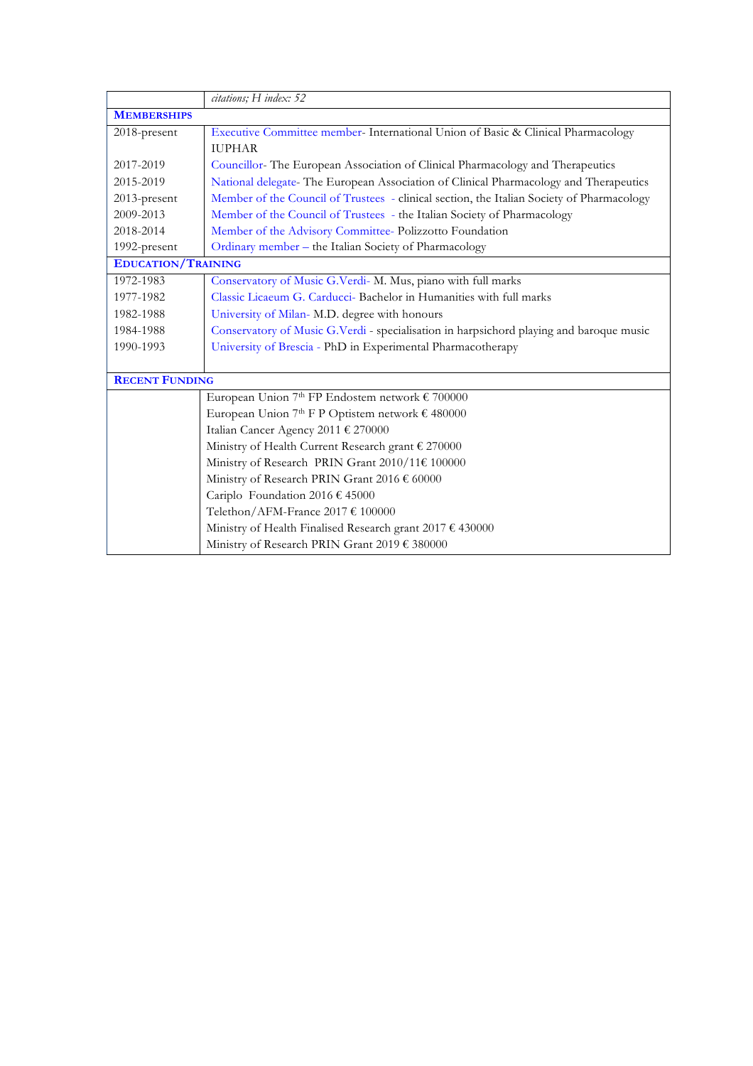| | |
|---|---|
| | *citations; H index: 52* |
| **MEMBERSHIPS** | |
| 2018-present | Executive Committee member- International Union of Basic & Clinical Pharmacology IUPHAR |
| 2017-2019 | Councillor- The European Association of Clinical Pharmacology and Therapeutics |
| 2015-2019 | National delegate- The European Association of Clinical Pharmacology and Therapeutics |
| 2013-present | Member of the Council of Trustees - clinical section, the Italian Society of Pharmacology |
| 2009-2013 | Member of the Council of Trustees - the Italian Society of Pharmacology |
| 2018-2014 | Member of the Advisory Committee- Polizzotto Foundation |
| 1992-present | Ordinary member – the Italian Society of Pharmacology |
| **EDUCATION/TRAINING** | |
| 1972-1983 | Conservatory of Music G.Verdi- M. Mus, piano with full marks |
| 1977-1982 | Classic Licaeum G. Carducci- Bachelor in Humanities with full marks |
| 1982-1988 | University of Milan- M.D. degree with honours |
| 1984-1988 | Conservatory of Music G.Verdi - specialisation in harpsichord playing and baroque music |
| 1990-1993 | University of Brescia - PhD in Experimental Pharmacotherapy |
| **RECENT FUNDING** | |
| | European Union 7th FP Endostem network € 700000 |
| | European Union 7th F P Optistem network € 480000 |
| | Italian Cancer Agency 2011 € 270000 |
| | Ministry of Health Current Research grant € 270000 |
| | Ministry of Research PRIN Grant 2010/11€ 100000 |
| | Ministry of Research PRIN Grant 2016 € 60000 |
| | Cariplo Foundation 2016 € 45000 |
| | Telethon/AFM-France 2017 € 100000 |
| | Ministry of Health Finalised Research grant 2017 € 430000 |
| | Ministry of Research PRIN Grant 2019 € 380000 |